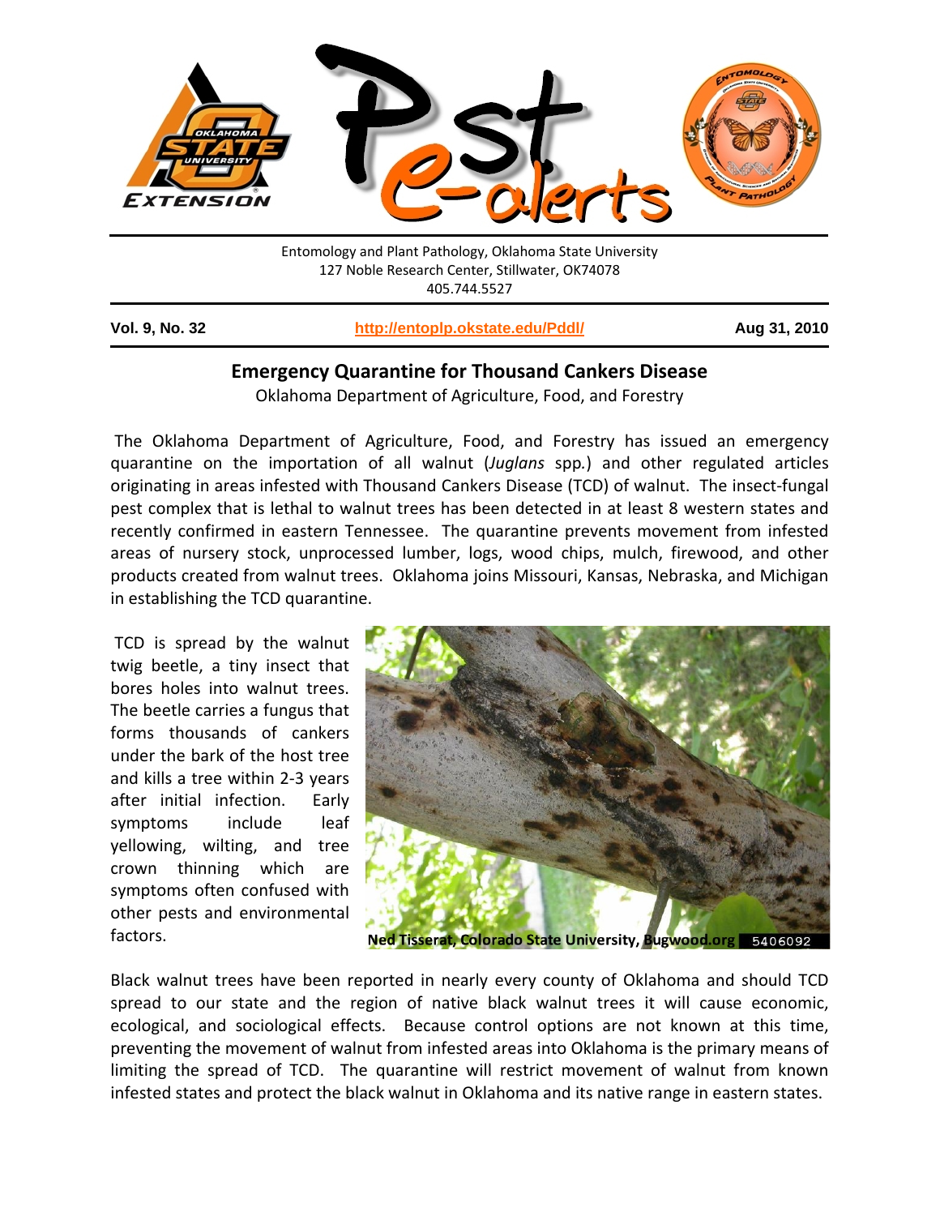Entomology and Plant Pathology, Oklahoma State University
127 Noble Research Center, Stillwater, OK74078
405.744.5527

**Vol. 9, No. 32** **http://entoplp.okstate.edu/Pddl/** **Aug 31, 2010**

## Emergency Quarantine for Thousand Cankers Disease

Oklahoma Department of Agriculture, Food, and Forestry

The Oklahoma Department of Agriculture, Food, and Forestry has issued an emergency quarantine on the importation of all walnut (*Juglans* spp.) and other regulated articles originating in areas infested with Thousand Cankers Disease (TCD) of walnut. The insect-fungal pest complex that is lethal to walnut trees has been detected in at least 8 western states and recently confirmed in eastern Tennessee. The quarantine prevents movement from infested areas of nursery stock, unprocessed lumber, logs, wood chips, mulch, firewood, and other products created from walnut trees. Oklahoma joins Missouri, Kansas, Nebraska, and Michigan in establishing the TCD quarantine.

TCD is spread by the walnut twig beetle, a tiny insect that bores holes into walnut trees. The beetle carries a fungus that forms thousands of cankers under the bark of the host tree and kills a tree within 2-3 years after initial infection. Early symptoms include leaf yellowing, wilting, and tree crown thinning which are symptoms often confused with other pests and environmental factors.

Ned Tisserat, Colorado State University, Bugwood.org 5406092

Black walnut trees have been reported in nearly every county of Oklahoma and should TCD spread to our state and the region of native black walnut trees it will cause economic, ecological, and sociological effects. Because control options are not known at this time, preventing the movement of walnut from infested areas into Oklahoma is the primary means of limiting the spread of TCD. The quarantine will restrict movement of walnut from known infested states and protect the black walnut in Oklahoma and its native range in eastern states.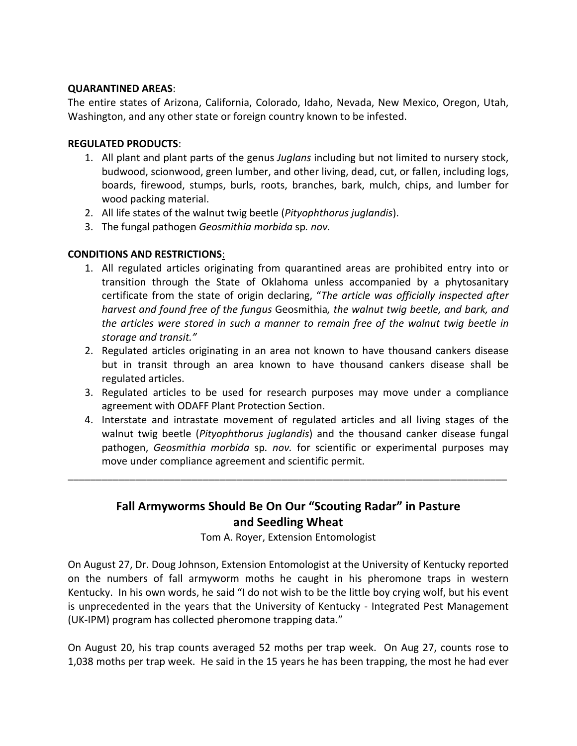**QUARANTINED AREAS**:

The entire states of Arizona, California, Colorado, Idaho, Nevada, New Mexico, Oregon, Utah, Washington, and any other state or foreign country known to be infested.

**REGULATED PRODUCTS**:

1. All plant and plant parts of the genus *Juglans* including but not limited to nursery stock, budwood, scionwood, green lumber, and other living, dead, cut, or fallen, including logs, boards, firewood, stumps, burls, roots, branches, bark, mulch, chips, and lumber for wood packing material.
2. All life states of the walnut twig beetle (*Pityophthorus juglandis*).
3. The fungal pathogen *Geosmithia morbida* sp*. nov.*

**CONDITIONS AND RESTRICTIONS**:

1. All regulated articles originating from quarantined areas are prohibited entry into or transition through the State of Oklahoma unless accompanied by a phytosanitary certificate from the state of origin declaring, "*The article was officially inspected after harvest and found free of the fungus* Geosmithia*, the walnut twig beetle, and bark, and the articles were stored in such a manner to remain free of the walnut twig beetle in storage and transit."*
2. Regulated articles originating in an area not known to have thousand cankers disease but in transit through an area known to have thousand cankers disease shall be regulated articles.
3. Regulated articles to be used for research purposes may move under a compliance agreement with ODAFF Plant Protection Section.
4. Interstate and intrastate movement of regulated articles and all living stages of the walnut twig beetle (*Pityophthorus juglandis*) and the thousand canker disease fungal pathogen, *Geosmithia morbida* sp*. nov.* for scientific or experimental purposes may move under compliance agreement and scientific permit.

---

## Fall Armyworms Should Be On Our "Scouting Radar" in Pasture and Seedling Wheat

Tom A. Royer, Extension Entomologist

On August 27, Dr. Doug Johnson, Extension Entomologist at the University of Kentucky reported on the numbers of fall armyworm moths he caught in his pheromone traps in western Kentucky. In his own words, he said "I do not wish to be the little boy crying wolf, but his event is unprecedented in the years that the University of Kentucky - Integrated Pest Management (UK-IPM) program has collected pheromone trapping data."

On August 20, his trap counts averaged 52 moths per trap week. On Aug 27, counts rose to 1,038 moths per trap week. He said in the 15 years he has been trapping, the most he had ever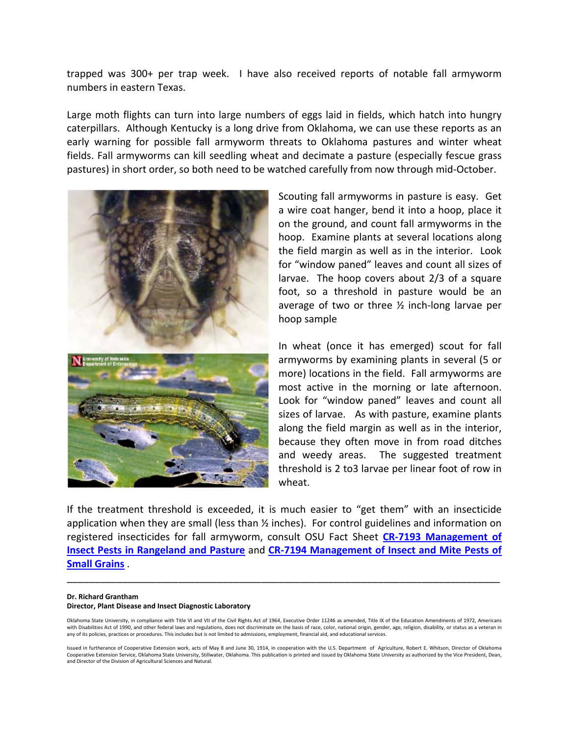trapped was 300+ per trap week. I have also received reports of notable fall armyworm numbers in eastern Texas.

Large moth flights can turn into large numbers of eggs laid in fields, which hatch into hungry caterpillars. Although Kentucky is a long drive from Oklahoma, we can use these reports as an early warning for possible fall armyworm threats to Oklahoma pastures and winter wheat fields. Fall armyworms can kill seedling wheat and decimate a pasture (especially fescue grass pastures) in short order, so both need to be watched carefully from now through mid-October.

Scouting fall armyworms in pasture is easy. Get a wire coat hanger, bend it into a hoop, place it on the ground, and count fall armyworms in the hoop. Examine plants at several locations along the field margin as well as in the interior. Look for "window paned" leaves and count all sizes of larvae. The hoop covers about 2/3 of a square foot, so a threshold in pasture would be an average of two or three ½ inch-long larvae per hoop sample

In wheat (once it has emerged) scout for fall armyworms by examining plants in several (5 or more) locations in the field. Fall armyworms are most active in the morning or late afternoon. Look for "window paned" leaves and count all sizes of larvae. As with pasture, examine plants along the field margin as well as in the interior, because they often move in from road ditches and weedy areas. The suggested treatment threshold is 2 to3 larvae per linear foot of row in wheat.

If the treatment threshold is exceeded, it is much easier to "get them" with an insecticide application when they are small (less than ½ inches). For control guidelines and information on registered insecticides for fall armyworm, consult OSU Fact Sheet **CR-7193 Management of Insect Pests in Rangeland and Pasture** and **CR-7194 Management of Insect and Mite Pests of Small Grains** .

---

**Dr. Richard Grantham**
**Director, Plant Disease and Insect Diagnostic Laboratory**

Oklahoma State University, in compliance with Title VI and VII of the Civil Rights Act of 1964, Executive Order 11246 as amended, Title IX of the Education Amendments of 1972, Americans with Disabilities Act of 1990, and other federal laws and regulations, does not discriminate on the basis of race, color, national origin, gender, age, religion, disability, or status as a veteran in any of its policies, practices or procedures. This includes but is not limited to admissions, employment, financial aid, and educational services.

Issued in furtherance of Cooperative Extension work, acts of May 8 and June 30, 1914, in cooperation with the U.S. Department of Agriculture, Robert E. Whitson, Director of Oklahoma Cooperative Extension Service, Oklahoma State University, Stillwater, Oklahoma. This publication is printed and issued by Oklahoma State University as authorized by the Vice President, Dean, and Director of the Division of Agricultural Sciences and Natural.